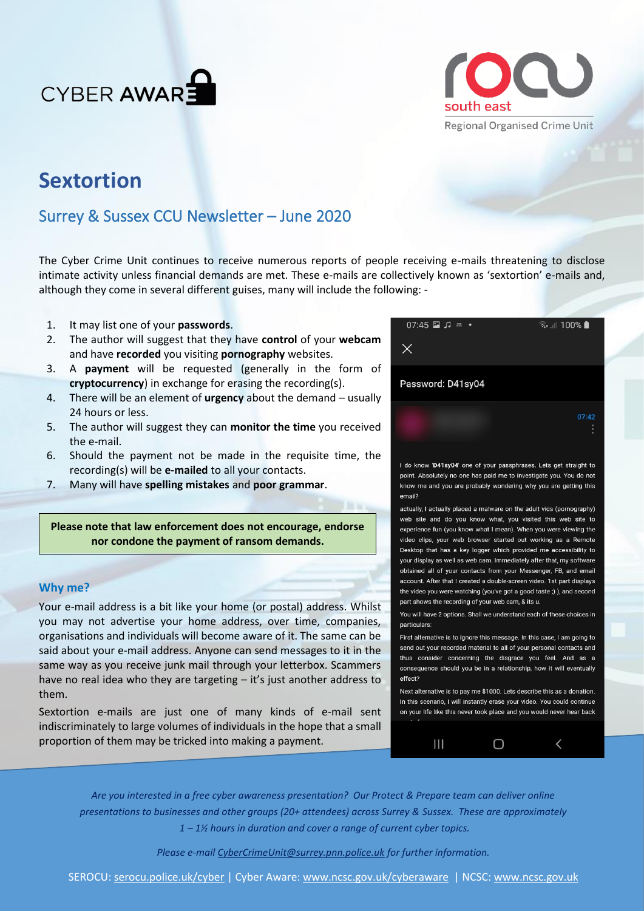CYBER AWARE

south east
Regional Organised Crime Unit

# Sextortion

## Surrey & Sussex CCU Newsletter – June 2020

The Cyber Crime Unit continues to receive numerous reports of people receiving e-mails threatening to disclose intimate activity unless financial demands are met. These e-mails are collectively known as 'sextortion' e-mails and, although they come in several different guises, many will include the following: -

1. It may list one of your **passwords**.
2. The author will suggest that they have **control** of your **webcam** and have **recorded** you visiting **pornography** websites.
3. A **payment** will be requested (generally in the form of **cryptocurrency**) in exchange for erasing the recording(s).
4. There will be an element of **urgency** about the demand – usually 24 hours or less.
5. The author will suggest they can **monitor the time** you received the e-mail.
6. Should the payment not be made in the requisite time, the recording(s) will be **e-mailed** to all your contacts.
7. Many will have **spelling mistakes** and **poor grammar**.

**Please note that law enforcement does not encourage, endorse nor condone the payment of ransom demands.**

07:45 100%

Password: D41sy04

07:42

I do know '**D41sy04**' one of your passphrases. Lets get straight to point. Absolutely no one has paid me to investigate you. You do not know me and you are probably wondering why you are getting this email?

actually, I actually placed a malware on the adult vids (pornography) web site and do you know what, you visited this web site to experience fun (you know what I mean). When you were viewing the video clips, your web browser started out working as a Remote Desktop that has a key logger which provided me accessibility to your display as well as web cam. Immediately after that, my software obtained all of your contacts from your Messenger, FB, and email account. After that I created a double-screen video. 1st part displays the video you were watching (you've got a good taste ;) ), and second part shows the recording of your web cam, & its u.

You will have 2 options. Shall we understand each of these choices in particulars:

First alternative is to ignore this message. In this case, I am going to send out your recorded material to all of your personal contacts and thus consider concerning the disgrace you feel. And as a consequence should you be in a relationship, how it will eventually effect?

Next alternative is to pay me $1000. Lets describe this as a donation. In this scenario, I will instantly erase your video. You could continue on your life like this never took place and you would never hear back

### Why me?

Your e-mail address is a bit like your home (or postal) address. Whilst you may not advertise your home address, over time, companies, organisations and individuals will become aware of it. The same can be said about your e-mail address. Anyone can send messages to it in the same way as you receive junk mail through your letterbox. Scammers have no real idea who they are targeting – it's just another address to them.

Sextortion e-mails are just one of many kinds of e-mail sent indiscriminately to large volumes of individuals in the hope that a small proportion of them may be tricked into making a payment.

*Are you interested in a free cyber awareness presentation? Our Protect & Prepare team can deliver online presentations to businesses and other groups (20+ attendees) across Surrey & Sussex. These are approximately 1 – 1½ hours in duration and cover a range of current cyber topics.*

*Please e-mail CyberCrimeUnit@surrey.pnn.police.uk for further information.*

SEROCU: serocu.police.uk/cyber | Cyber Aware: www.ncsc.gov.uk/cyberaware | NCSC: www.ncsc.gov.uk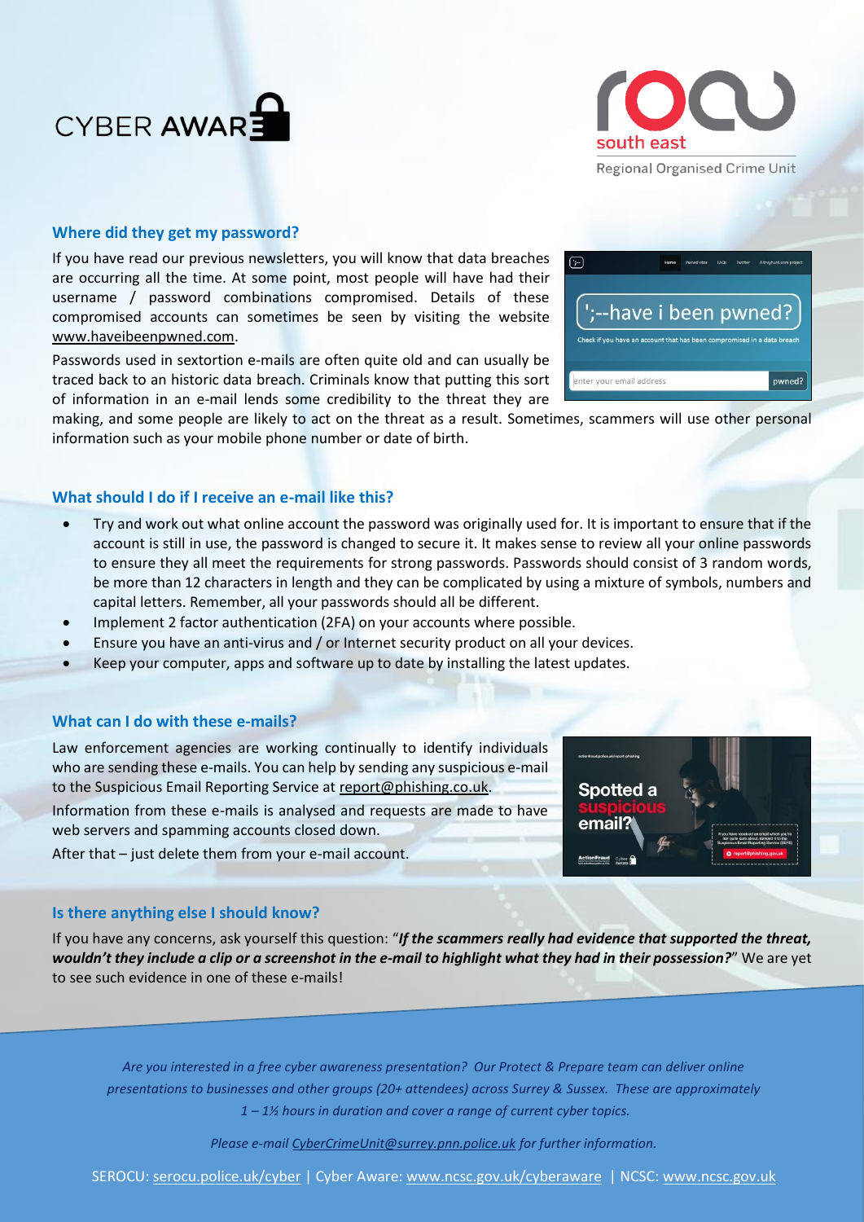## Where did they get my password?

If you have read our previous newsletters, you will know that data breaches are occurring all the time. At some point, most people will have had their username / password combinations compromised. Details of these compromised accounts can sometimes be seen by visiting the website www.haveibeenpwned.com.

Passwords used in sextortion e-mails are often quite old and can usually be traced back to an historic data breach. Criminals know that putting this sort of information in an e-mail lends some credibility to the threat they are making, and some people are likely to act on the threat as a result. Sometimes, scammers will use other personal information such as your mobile phone number or date of birth.

## What should I do if I receive an e-mail like this?

- Try and work out what online account the password was originally used for. It is important to ensure that if the account is still in use, the password is changed to secure it. It makes sense to review all your online passwords to ensure they all meet the requirements for strong passwords. Passwords should consist of 3 random words, be more than 12 characters in length and they can be complicated by using a mixture of symbols, numbers and capital letters. Remember, all your passwords should all be different.
- Implement 2 factor authentication (2FA) on your accounts where possible.
- Ensure you have an anti-virus and / or Internet security product on all your devices.
- Keep your computer, apps and software up to date by installing the latest updates.

## What can I do with these e-mails?

Law enforcement agencies are working continually to identify individuals who are sending these e-mails. You can help by sending any suspicious e-mail to the Suspicious Email Reporting Service at report@phishing.co.uk.

Information from these e-mails is analysed and requests are made to have web servers and spamming accounts closed down.

After that – just delete them from your e-mail account.

## Is there anything else I should know?

If you have any concerns, ask yourself this question: "***If the scammers really had evidence that supported the threat, wouldn't they include a clip or a screenshot in the e-mail to highlight what they had in their possession?***" We are yet to see such evidence in one of these e-mails!

*Are you interested in a free cyber awareness presentation? Our Protect & Prepare team can deliver online presentations to businesses and other groups (20+ attendees) across Surrey & Sussex. These are approximately 1 – 1½ hours in duration and cover a range of current cyber topics.*

*Please e-mail CyberCrimeUnit@surrey.pnn.police.uk for further information.*

SEROCU: serocu.police.uk/cyber | Cyber Aware: www.ncsc.gov.uk/cyberaware | NCSC: www.ncsc.gov.uk